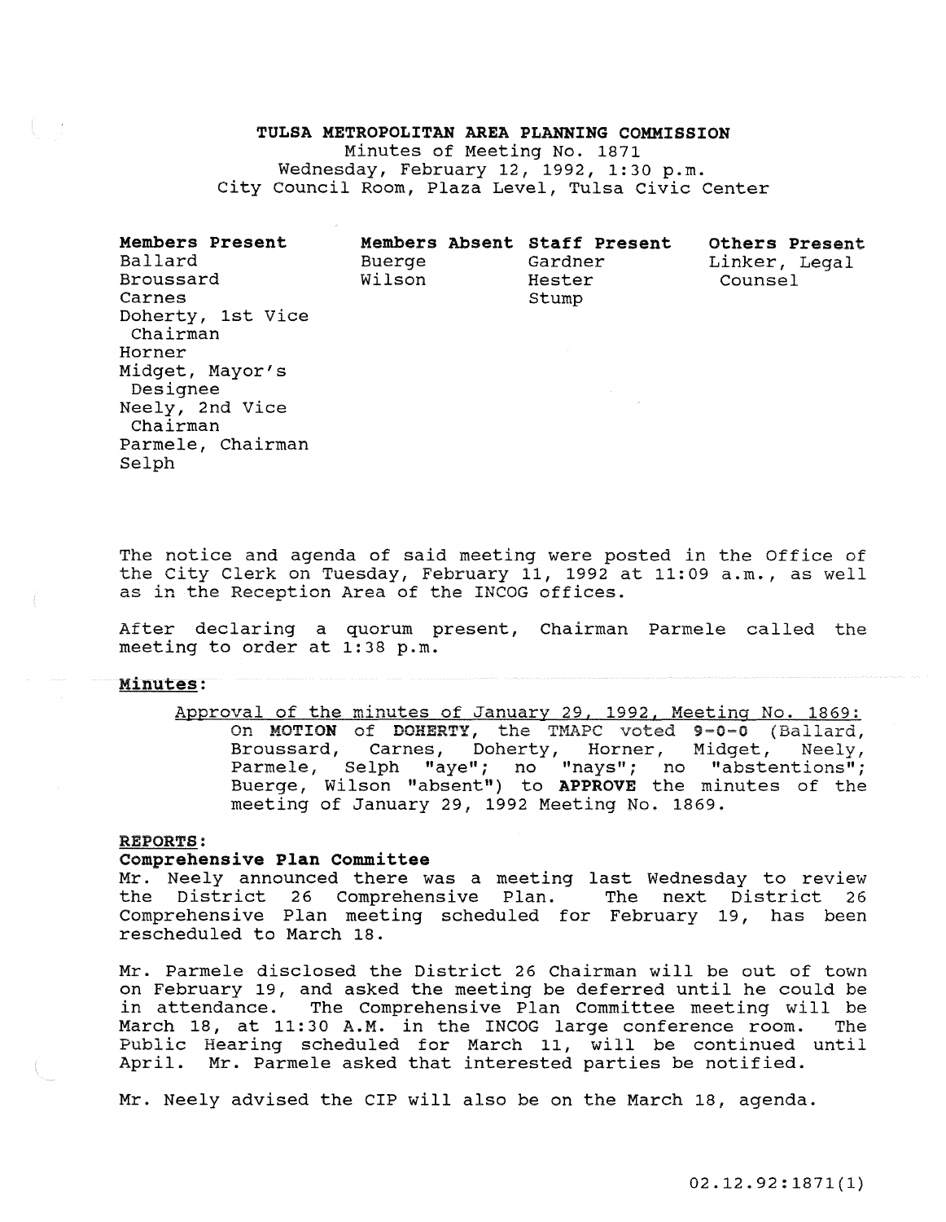# TULSA METROPOLITAN AREA PLANNING COMMISSION

Minutes of Meeting No. 1871
Wednesday, February 12, 1992, 1:30 p.m.
City Council Room, Plaza Level, Tulsa Civic Center

| Members Present | Members Absent | Staff Present | Others Present |
|---|---|---|---|
| Ballard | Buerge | Gardner | Linker, Legal Counsel |
| Broussard | Wilson | Hester | |
| Carnes | | Stump | |
| Doherty, 1st Vice Chairman | | | |
| Horner | | | |
| Midget, Mayor's Designee | | | |
| Neely, 2nd Vice Chairman | | | |
| Parmele, Chairman | | | |
| Selph | | | |

The notice and agenda of said meeting were posted in the Office of the City Clerk on Tuesday, February 11, 1992 at 11:09 a.m., as well as in the Reception Area of the INCOG offices.

After declaring a quorum present, Chairman Parmele called the meeting to order at 1:38 p.m.

**Minutes:**

Approval of the minutes of January 29, 1992, Meeting No. 1869:

On **MOTION** of **DOHERTY**, the TMAPC voted **9-0-0** (Ballard, Broussard, Carnes, Doherty, Horner, Midget, Neely, Parmele, Selph "aye"; no "nays"; no "abstentions"; Buerge, Wilson "absent") to **APPROVE** the minutes of the meeting of January 29, 1992 Meeting No. 1869.

**REPORTS:**

**Comprehensive Plan Committee**

Mr. Neely announced there was a meeting last Wednesday to review the District 26 Comprehensive Plan. The next District 26 Comprehensive Plan meeting scheduled for February 19, has been rescheduled to March 18.

Mr. Parmele disclosed the District 26 Chairman will be out of town on February 19, and asked the meeting be deferred until he could be in attendance. The Comprehensive Plan Committee meeting will be March 18, at 11:30 A.M. in the INCOG large conference room. The Public Hearing scheduled for March 11, will be continued until April. Mr. Parmele asked that interested parties be notified.

Mr. Neely advised the CIP will also be on the March 18, agenda.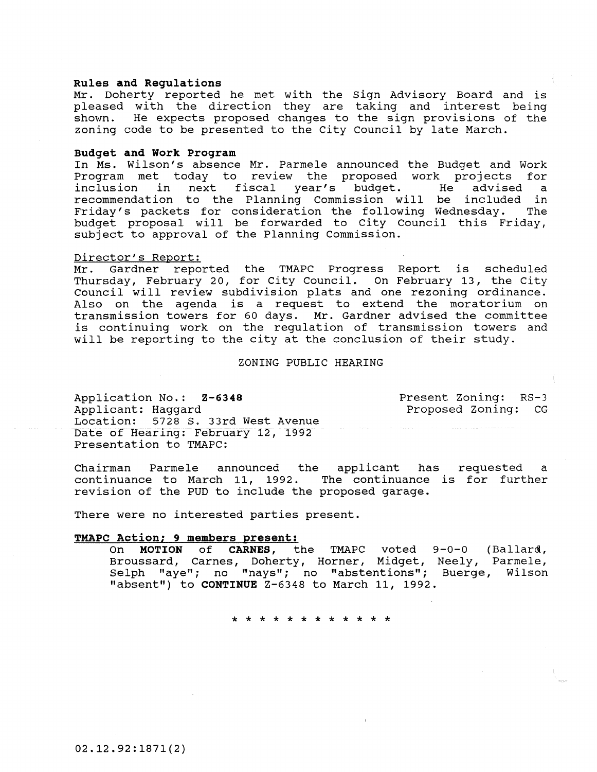**Rules and Regulations**
Mr. Doherty reported he met with the Sign Advisory Board and is pleased with the direction they are taking and interest being shown. He expects proposed changes to the sign provisions of the zoning code to be presented to the City Council by late March.

**Budget and Work Program**
In Ms. Wilson's absence Mr. Parmele announced the Budget and Work Program met today to review the proposed work projects for inclusion in next fiscal year's budget. He advised a recommendation to the Planning Commission will be included in Friday's packets for consideration the following Wednesday. The budget proposal will be forwarded to City Council this Friday, subject to approval of the Planning Commission.

Director's Report:
Mr. Gardner reported the TMAPC Progress Report is scheduled Thursday, February 20, for City Council. On February 13, the City Council will review subdivision plats and one rezoning ordinance. Also on the agenda is a request to extend the moratorium on transmission towers for 60 days. Mr. Gardner advised the committee is continuing work on the regulation of transmission towers and will be reporting to the city at the conclusion of their study.

ZONING PUBLIC HEARING

Application No.: **Z-6348**
Applicant: Haggard
Location: 5728 S. 33rd West Avenue
Date of Hearing: February 12, 1992
Presentation to TMAPC:

Present Zoning: RS-3
Proposed Zoning: CG

Chairman Parmele announced the applicant has requested a continuance to March 11, 1992. The continuance is for further revision of the PUD to include the proposed garage.

There were no interested parties present.

**TMAPC Action; 9 members present:**
On **MOTION** of **CARNES**, the TMAPC voted 9-0-0 (Ballard, Broussard, Carnes, Doherty, Horner, Midget, Neely, Parmele, Selph "aye"; no "nays"; no "abstentions"; Buerge, Wilson "absent") to **CONTINUE** Z-6348 to March 11, 1992.

\* \* \* \* \* \* \* \* \* \* \* \*

02.12.92:1871(2)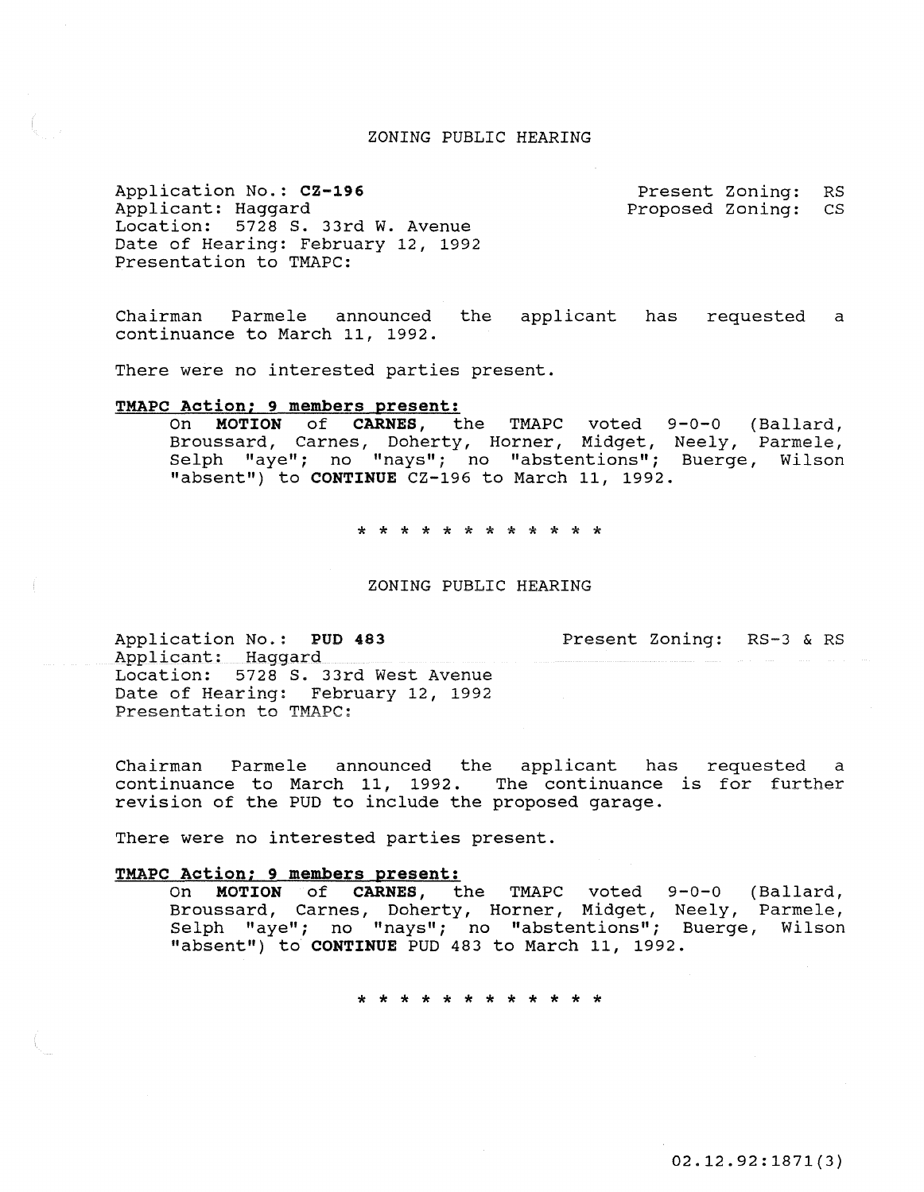## ZONING PUBLIC HEARING

Application No.: **CZ-196**
Applicant: Haggard
Location: 5728 S. 33rd W. Avenue
Date of Hearing: February 12, 1992
Presentation to TMAPC:

Present Zoning: RS
Proposed Zoning: CS

Chairman Parmele announced the applicant has requested a continuance to March 11, 1992.

There were no interested parties present.

**TMAPC Action; 9 members present:**

On **MOTION** of **CARNES**, the TMAPC voted 9-0-0 (Ballard, Broussard, Carnes, Doherty, Horner, Midget, Neely, Parmele, Selph "aye"; no "nays"; no "abstentions"; Buerge, Wilson "absent") to **CONTINUE** CZ-196 to March 11, 1992.

* * * * * * * * * * * *

## ZONING PUBLIC HEARING

Application No.: **PUD 483**
Applicant: Haggard
Location: 5728 S. 33rd West Avenue
Date of Hearing: February 12, 1992
Presentation to TMAPC:

Present Zoning: RS-3 & RS

Chairman Parmele announced the applicant has requested a continuance to March 11, 1992. The continuance is for further revision of the PUD to include the proposed garage.

There were no interested parties present.

**TMAPC Action; 9 members present:**

On **MOTION** of **CARNES**, the TMAPC voted 9-0-0 (Ballard, Broussard, Carnes, Doherty, Horner, Midget, Neely, Parmele, Selph "aye"; no "nays"; no "abstentions"; Buerge, Wilson "absent") to **CONTINUE** PUD 483 to March 11, 1992.

* * * * * * * * * * * *

02.12.92:1871(3)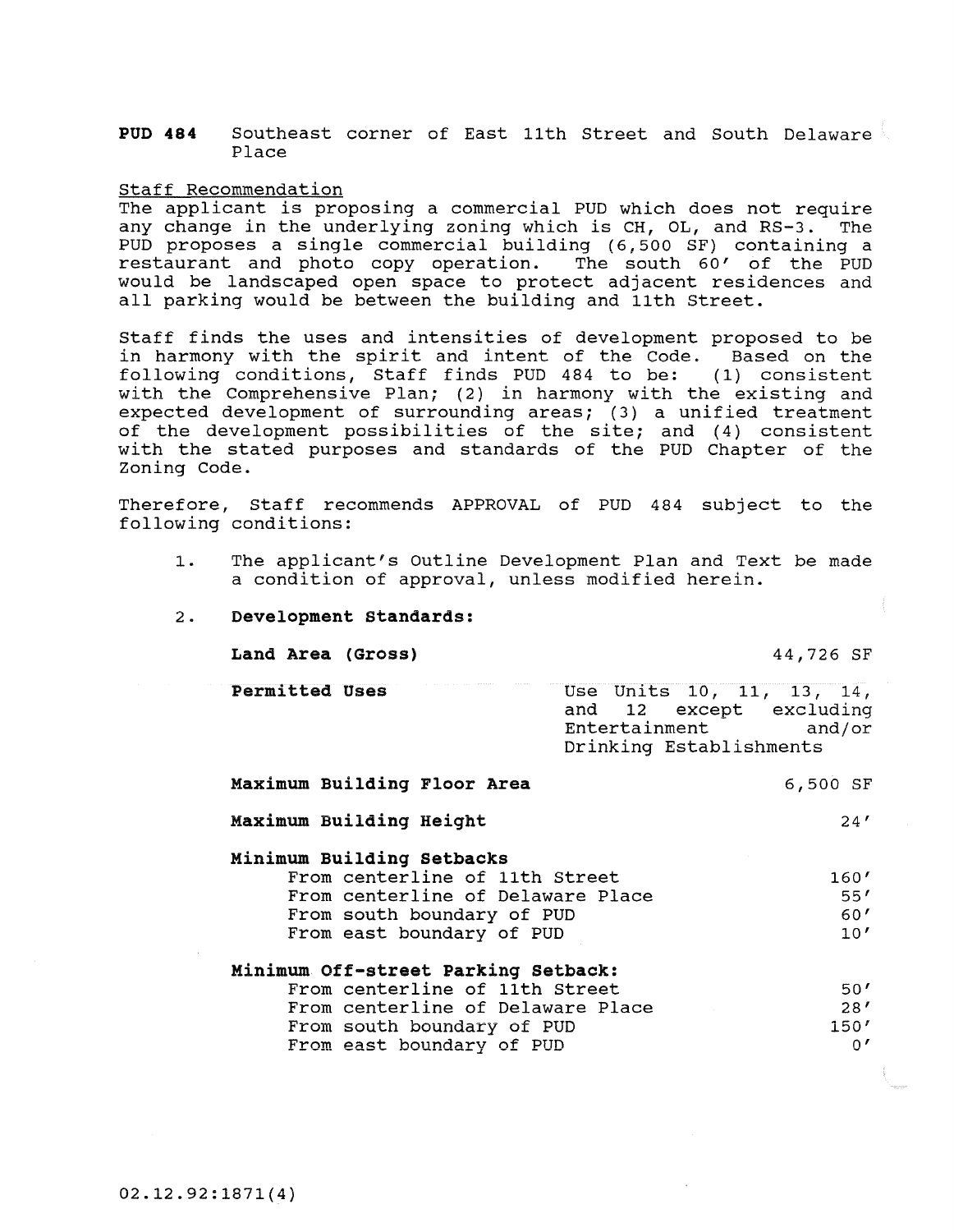**PUD 484** Southeast corner of East 11th Street and South Delaware Place

Staff Recommendation

The applicant is proposing a commercial PUD which does not require any change in the underlying zoning which is CH, OL, and RS-3. The PUD proposes a single commercial building (6,500 SF) containing a restaurant and photo copy operation. The south 60' of the PUD would be landscaped open space to protect adjacent residences and all parking would be between the building and 11th Street.

Staff finds the uses and intensities of development proposed to be in harmony with the spirit and intent of the Code. Based on the following conditions, Staff finds PUD 484 to be: (1) consistent with the Comprehensive Plan; (2) in harmony with the existing and expected development of surrounding areas; (3) a unified treatment of the development possibilities of the site; and (4) consistent with the stated purposes and standards of the PUD Chapter of the Zoning Code.

Therefore, Staff recommends APPROVAL of PUD 484 subject to the following conditions:

1. The applicant's Outline Development Plan and Text be made a condition of approval, unless modified herein.

2. **Development Standards:**

| | |
|---|---|
| **Land Area (Gross)** | 44,726 SF |
| **Permitted Uses** | Use Units 10, 11, 13, 14, and 12 except excluding Entertainment and/or Drinking Establishments |
| **Maximum Building Floor Area** | 6,500 SF |
| **Maximum Building Height** | 24' |
| **Minimum Building Setbacks** | |
| From centerline of 11th Street | 160' |
| From centerline of Delaware Place | 55' |
| From south boundary of PUD | 60' |
| From east boundary of PUD | 10' |
| **Minimum Off-street Parking Setback:** | |
| From centerline of 11th Street | 50' |
| From centerline of Delaware Place | 28' |
| From south boundary of PUD | 150' |
| From east boundary of PUD | 0' |

02.12.92:1871(4)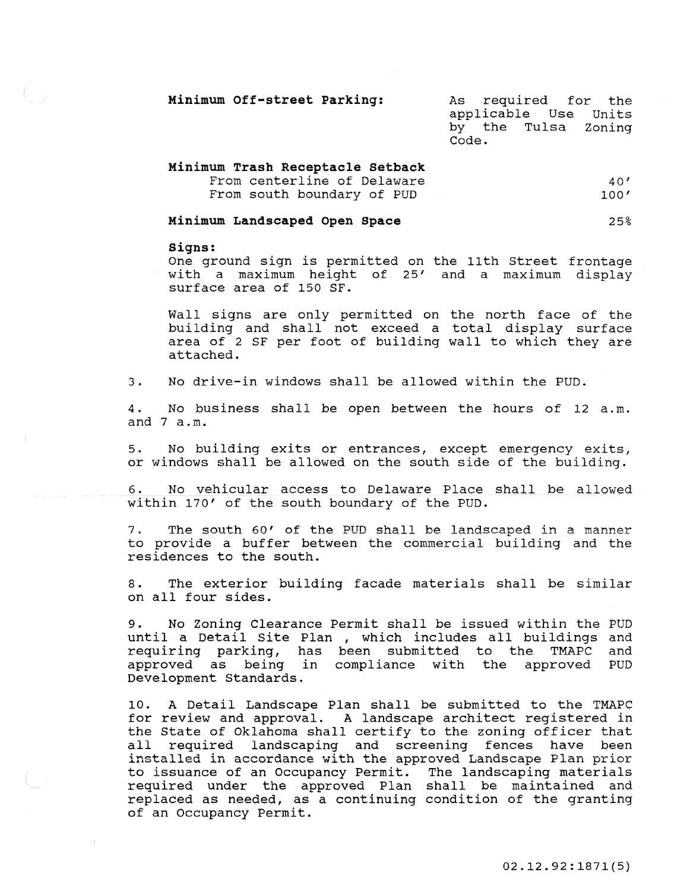**Minimum Off-street Parking:** As required for the applicable Use Units by the Tulsa Zoning Code.

**Minimum Trash Receptacle Setback**

| | |
|---|---|
| From centerline of Delaware | 40' |
| From south boundary of PUD | 100' |

**Minimum Landscaped Open Space** 25%

**Signs:**

One ground sign is permitted on the 11th Street frontage with a maximum height of 25' and a maximum display surface area of 150 SF.

Wall signs are only permitted on the north face of the building and shall not exceed a total display surface area of 2 SF per foot of building wall to which they are attached.

3. No drive-in windows shall be allowed within the PUD.

4. No business shall be open between the hours of 12 a.m. and 7 a.m.

5. No building exits or entrances, except emergency exits, or windows shall be allowed on the south side of the building.

6. No vehicular access to Delaware Place shall be allowed within 170' of the south boundary of the PUD.

7. The south 60' of the PUD shall be landscaped in a manner to provide a buffer between the commercial building and the residences to the south.

8. The exterior building facade materials shall be similar on all four sides.

9. No Zoning Clearance Permit shall be issued within the PUD until a Detail Site Plan , which includes all buildings and requiring parking, has been submitted to the TMAPC and approved as being in compliance with the approved PUD Development Standards.

10. A Detail Landscape Plan shall be submitted to the TMAPC for review and approval. A landscape architect registered in the State of Oklahoma shall certify to the zoning officer that all required landscaping and screening fences have been installed in accordance with the approved Landscape Plan prior to issuance of an Occupancy Permit. The landscaping materials required under the approved Plan shall be maintained and replaced as needed, as a continuing condition of the granting of an Occupancy Permit.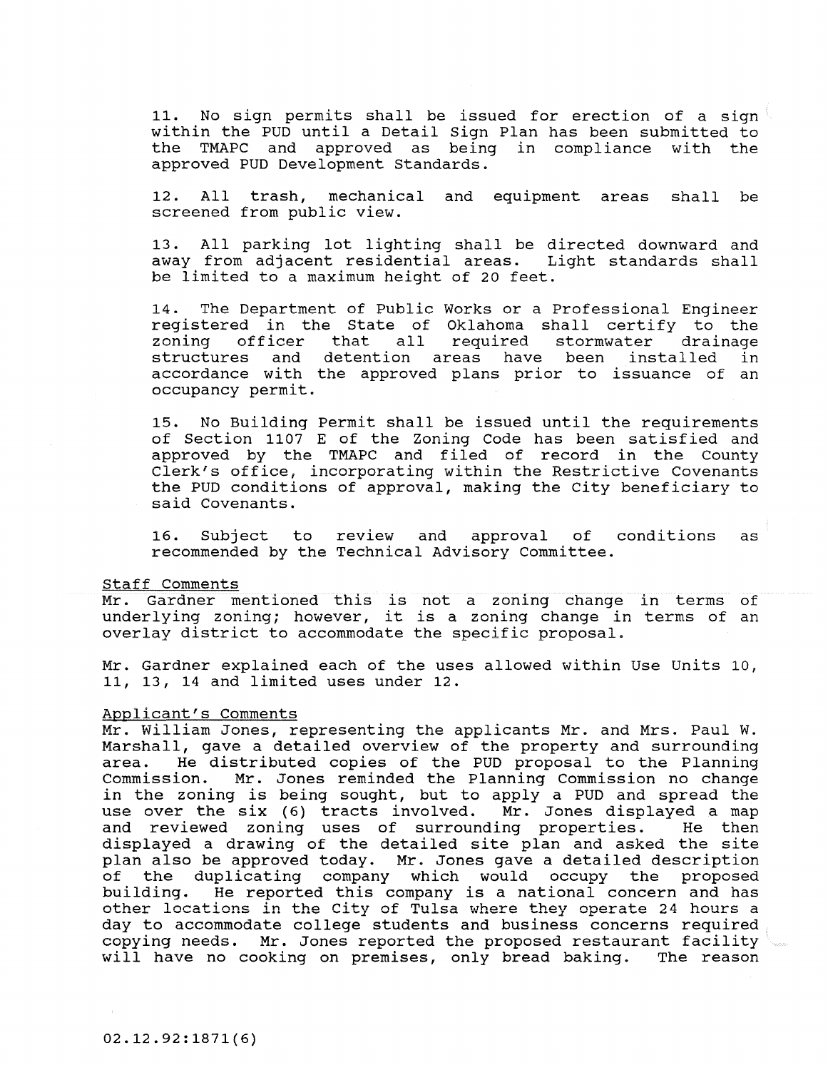11. No sign permits shall be issued for erection of a sign within the PUD until a Detail Sign Plan has been submitted to the TMAPC and approved as being in compliance with the approved PUD Development Standards.

12. All trash, mechanical and equipment areas shall be screened from public view.

13. All parking lot lighting shall be directed downward and away from adjacent residential areas. Light standards shall be limited to a maximum height of 20 feet.

14. The Department of Public Works or a Professional Engineer registered in the State of Oklahoma shall certify to the zoning officer that all required stormwater drainage structures and detention areas have been installed in accordance with the approved plans prior to issuance of an occupancy permit.

15. No Building Permit shall be issued until the requirements of Section 1107 E of the Zoning Code has been satisfied and approved by the TMAPC and filed of record in the County Clerk's office, incorporating within the Restrictive Covenants the PUD conditions of approval, making the City beneficiary to said Covenants.

16. Subject to review and approval of conditions as recommended by the Technical Advisory Committee.

Staff Comments

Mr. Gardner mentioned this is not a zoning change in terms of underlying zoning; however, it is a zoning change in terms of an overlay district to accommodate the specific proposal.

Mr. Gardner explained each of the uses allowed within Use Units 10, 11, 13, 14 and limited uses under 12.

Applicant's Comments

Mr. William Jones, representing the applicants Mr. and Mrs. Paul W. Marshall, gave a detailed overview of the property and surrounding area. He distributed copies of the PUD proposal to the Planning Commission. Mr. Jones reminded the Planning Commission no change in the zoning is being sought, but to apply a PUD and spread the use over the six (6) tracts involved. Mr. Jones displayed a map and reviewed zoning uses of surrounding properties. He then displayed a drawing of the detailed site plan and asked the site plan also be approved today. Mr. Jones gave a detailed description of the duplicating company which would occupy the proposed building. He reported this company is a national concern and has other locations in the City of Tulsa where they operate 24 hours a day to accommodate college students and business concerns required copying needs. Mr. Jones reported the proposed restaurant facility will have no cooking on premises, only bread baking. The reason

02.12.92:1871(6)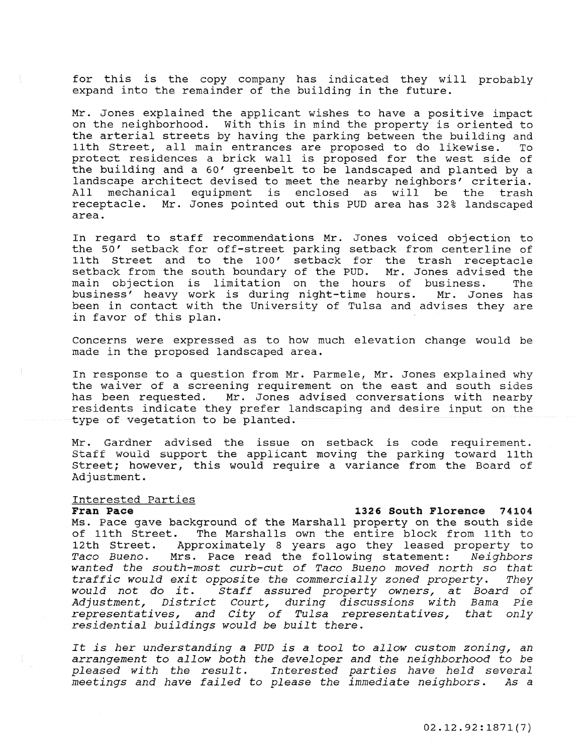for this is the copy company has indicated they will probably expand into the remainder of the building in the future.

Mr. Jones explained the applicant wishes to have a positive impact on the neighborhood. With this in mind the property is oriented to the arterial streets by having the parking between the building and 11th Street, all main entrances are proposed to do likewise. To protect residences a brick wall is proposed for the west side of the building and a 60' greenbelt to be landscaped and planted by a landscape architect devised to meet the nearby neighbors' criteria. All mechanical equipment is enclosed as will be the trash receptacle. Mr. Jones pointed out this PUD area has 32% landscaped area.

In regard to staff recommendations Mr. Jones voiced objection to the 50' setback for off-street parking setback from centerline of 11th Street and to the 100' setback for the trash receptacle setback from the south boundary of the PUD. Mr. Jones advised the main objection is limitation on the hours of business. The business' heavy work is during night-time hours. Mr. Jones has been in contact with the University of Tulsa and advises they are in favor of this plan.

Concerns were expressed as to how much elevation change would be made in the proposed landscaped area.

In response to a question from Mr. Parmele, Mr. Jones explained why the waiver of a screening requirement on the east and south sides has been requested. Mr. Jones advised conversations with nearby residents indicate they prefer landscaping and desire input on the type of vegetation to be planted.

Mr. Gardner advised the issue on setback is code requirement. Staff would support the applicant moving the parking toward 11th Street; however, this would require a variance from the Board of Adjustment.

Interested Parties

**Fran Pace** **1326 South Florence 74104**

Ms. Pace gave background of the Marshall property on the south side of 11th Street. The Marshalls own the entire block from 11th to 12th Street. Approximately 8 years ago they leased property to *Taco Bueno*. Mrs. Pace read the following statement: *Neighbors wanted the south-most curb-cut of Taco Bueno moved north so that traffic would exit opposite the commercially zoned property. They would not do it. Staff assured property owners, at Board of Adjustment, District Court, during discussions with Bama Pie representatives, and City of Tulsa representatives, that only residential buildings would be built there.*

*It is her understanding a PUD is a tool to allow custom zoning, an arrangement to allow both the developer and the neighborhood to be pleased with the result. Interested parties have held several meetings and have failed to please the immediate neighbors. As a*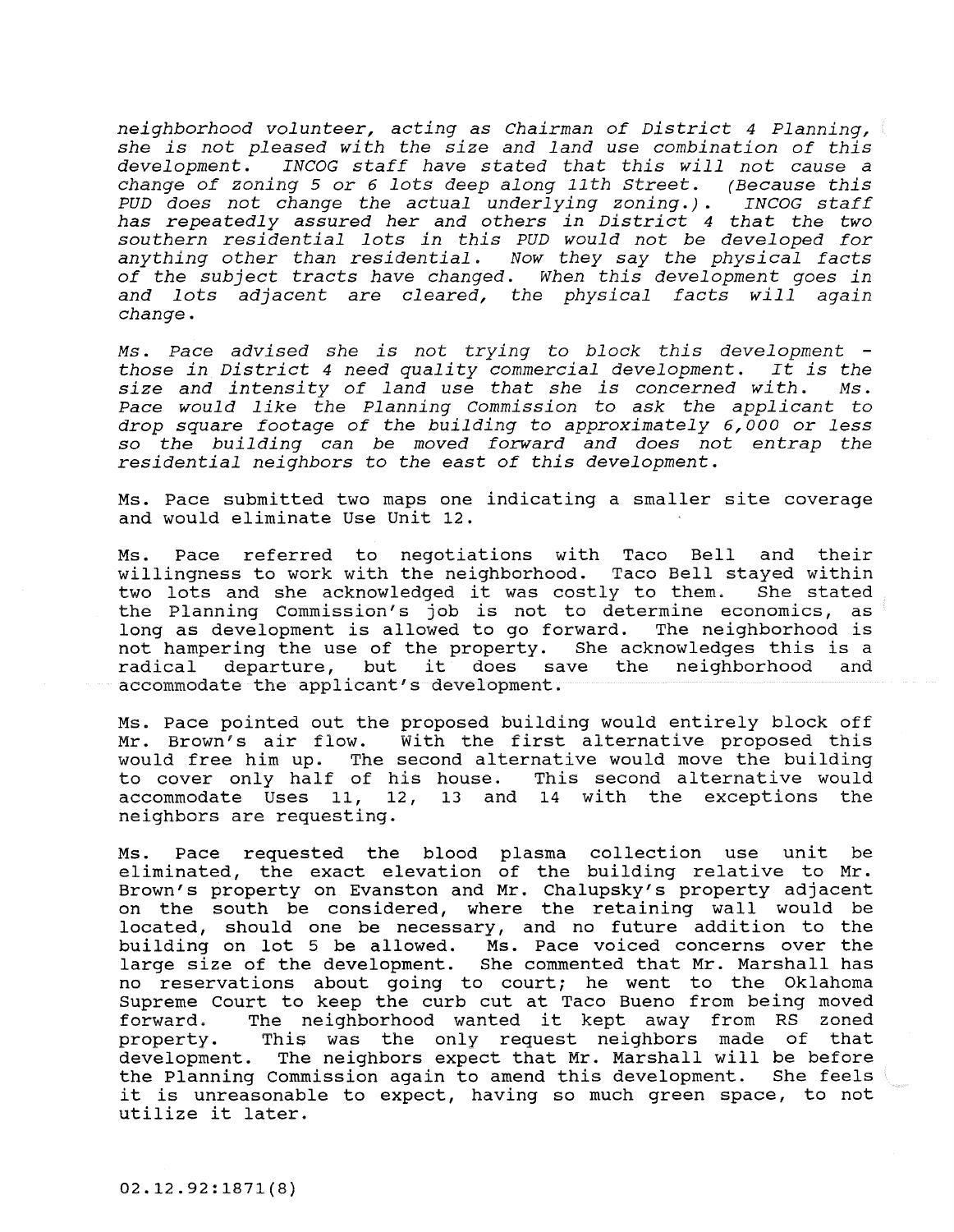*neighborhood volunteer, acting as Chairman of District 4 Planning, she is not pleased with the size and land use combination of this development. INCOG staff have stated that this will not cause a change of zoning 5 or 6 lots deep along 11th Street. (Because this PUD does not change the actual underlying zoning.). INCOG staff has repeatedly assured her and others in District 4 that the two southern residential lots in this PUD would not be developed for anything other than residential. Now they say the physical facts of the subject tracts have changed. When this development goes in and lots adjacent are cleared, the physical facts will again change.*

*Ms. Pace advised she is not trying to block this development - those in District 4 need quality commercial development. It is the size and intensity of land use that she is concerned with. Ms. Pace would like the Planning Commission to ask the applicant to drop square footage of the building to approximately 6,000 or less so the building can be moved forward and does not entrap the residential neighbors to the east of this development.*

Ms. Pace submitted two maps one indicating a smaller site coverage and would eliminate Use Unit 12.

Ms. Pace referred to negotiations with Taco Bell and their willingness to work with the neighborhood. Taco Bell stayed within two lots and she acknowledged it was costly to them. She stated the Planning Commission's job is not to determine economics, as long as development is allowed to go forward. The neighborhood is not hampering the use of the property. She acknowledges this is a radical departure, but it does save the neighborhood and accommodate the applicant's development.

Ms. Pace pointed out the proposed building would entirely block off Mr. Brown's air flow. With the first alternative proposed this would free him up. The second alternative would move the building to cover only half of his house. This second alternative would accommodate Uses 11, 12, 13 and 14 with the exceptions the neighbors are requesting.

Ms. Pace requested the blood plasma collection use unit be eliminated, the exact elevation of the building relative to Mr. Brown's property on Evanston and Mr. Chalupsky's property adjacent on the south be considered, where the retaining wall would be located, should one be necessary, and no future addition to the building on lot 5 be allowed. Ms. Pace voiced concerns over the large size of the development. She commented that Mr. Marshall has no reservations about going to court; he went to the Oklahoma Supreme Court to keep the curb cut at Taco Bueno from being moved forward. The neighborhood wanted it kept away from RS zoned property. This was the only request neighbors made of that development. The neighbors expect that Mr. Marshall will be before the Planning Commission again to amend this development. She feels it is unreasonable to expect, having so much green space, to not utilize it later.

02.12.92:1871(8)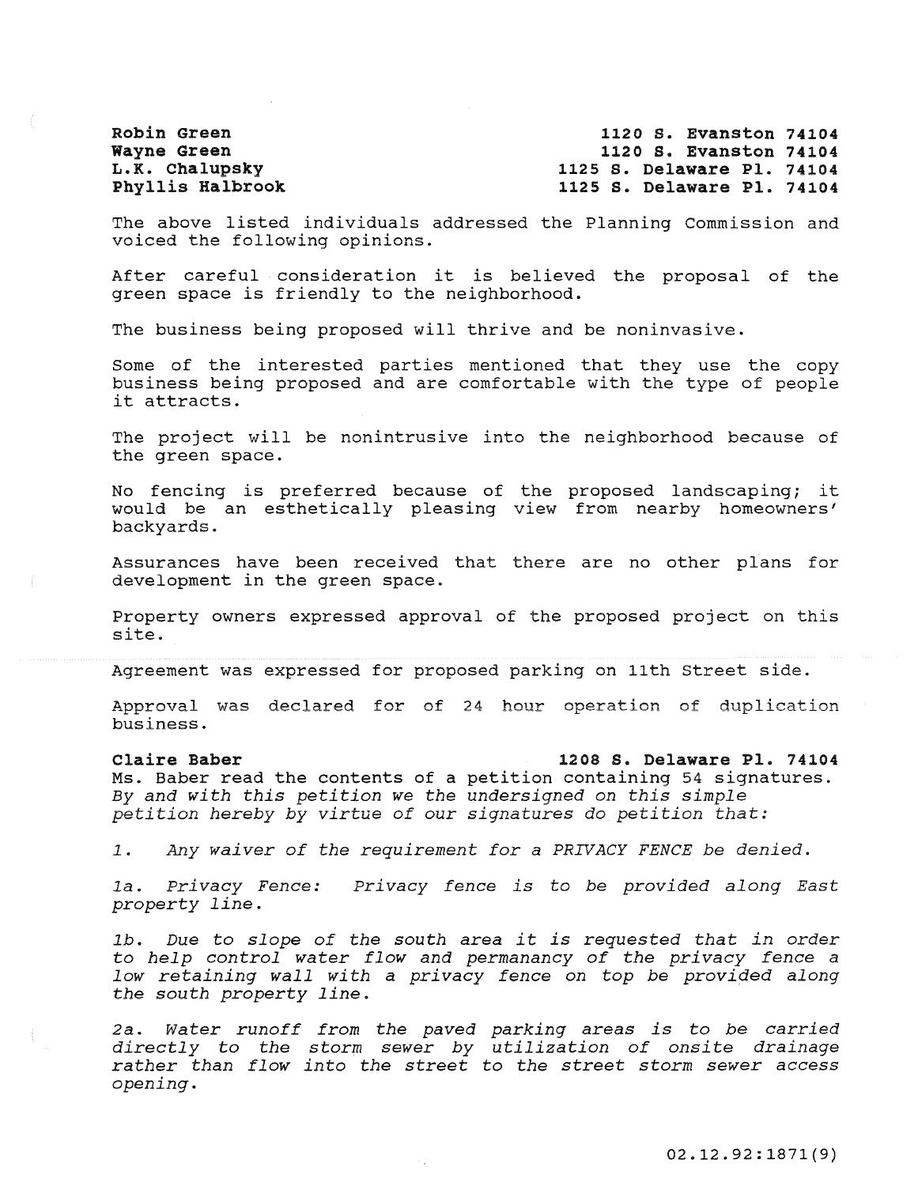**Robin Green** **1120 S. Evanston 74104**
**Wayne Green** **1120 S. Evanston 74104**
**L.K. Chalupsky** **1125 S. Delaware Pl. 74104**
**Phyllis Halbrook** **1125 S. Delaware Pl. 74104**

The above listed individuals addressed the Planning Commission and voiced the following opinions.

After careful consideration it is believed the proposal of the green space is friendly to the neighborhood.

The business being proposed will thrive and be noninvasive.

Some of the interested parties mentioned that they use the copy business being proposed and are comfortable with the type of people it attracts.

The project will be nonintrusive into the neighborhood because of the green space.

No fencing is preferred because of the proposed landscaping; it would be an esthetically pleasing view from nearby homeowners' backyards.

Assurances have been received that there are no other plans for development in the green space.

Property owners expressed approval of the proposed project on this site.

Agreement was expressed for proposed parking on 11th Street side.

Approval was declared for of 24 hour operation of duplication business.

**Claire Baber** **1208 S. Delaware Pl. 74104**
Ms. Baber read the contents of a petition containing 54 signatures. *By and with this petition we the undersigned on this simple petition hereby by virtue of our signatures do petition that:*

1. *Any waiver of the requirement for a PRIVACY FENCE be denied.*

1a. *Privacy Fence: Privacy fence is to be provided along East property line.*

1b. *Due to slope of the south area it is requested that in order to help control water flow and permanancy of the privacy fence a low retaining wall with a privacy fence on top be provided along the south property line.*

2a. *Water runoff from the paved parking areas is to be carried directly to the storm sewer by utilization of onsite drainage rather than flow into the street to the street storm sewer access opening.*

02.12.92:1871(9)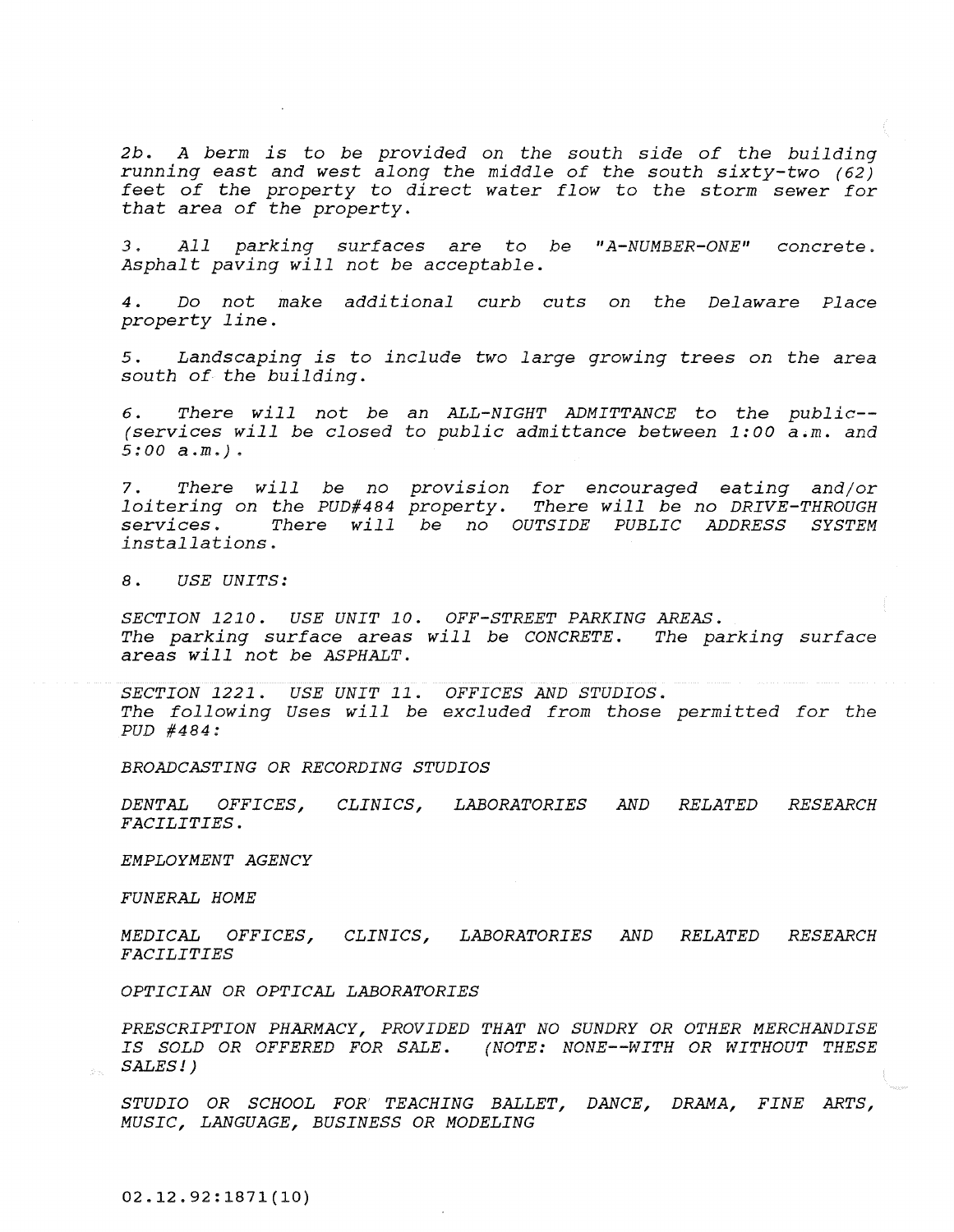*2b. A berm is to be provided on the south side of the building running east and west along the middle of the south sixty-two (62) feet of the property to direct water flow to the storm sewer for that area of the property.*

*3. All parking surfaces are to be "A-NUMBER-ONE" concrete. Asphalt paving will not be acceptable.*

*4. Do not make additional curb cuts on the Delaware Place property line.*

*5. Landscaping is to include two large growing trees on the area south of the building.*

*6. There will not be an ALL-NIGHT ADMITTANCE to the public--(services will be closed to public admittance between 1:00 a.m. and 5:00 a.m.).*

*7. There will be no provision for encouraged eating and/or loitering on the PUD#484 property. There will be no DRIVE-THROUGH services. There will be no OUTSIDE PUBLIC ADDRESS SYSTEM installations.*

*8. USE UNITS:*

*SECTION 1210. USE UNIT 10. OFF-STREET PARKING AREAS.*
*The parking surface areas will be CONCRETE. The parking surface areas will not be ASPHALT.*

*SECTION 1221. USE UNIT 11. OFFICES AND STUDIOS.*
*The following Uses will be excluded from those permitted for the PUD #484:*

*BROADCASTING OR RECORDING STUDIOS*

*DENTAL OFFICES, CLINICS, LABORATORIES AND RELATED RESEARCH FACILITIES.*

*EMPLOYMENT AGENCY*

*FUNERAL HOME*

*MEDICAL OFFICES, CLINICS, LABORATORIES AND RELATED RESEARCH FACILITIES*

*OPTICIAN OR OPTICAL LABORATORIES*

*PRESCRIPTION PHARMACY, PROVIDED THAT NO SUNDRY OR OTHER MERCHANDISE IS SOLD OR OFFERED FOR SALE. (NOTE: NONE--WITH OR WITHOUT THESE SALES!)*

*STUDIO OR SCHOOL FOR TEACHING BALLET, DANCE, DRAMA, FINE ARTS, MUSIC, LANGUAGE, BUSINESS OR MODELING*

02.12.92:1871(10)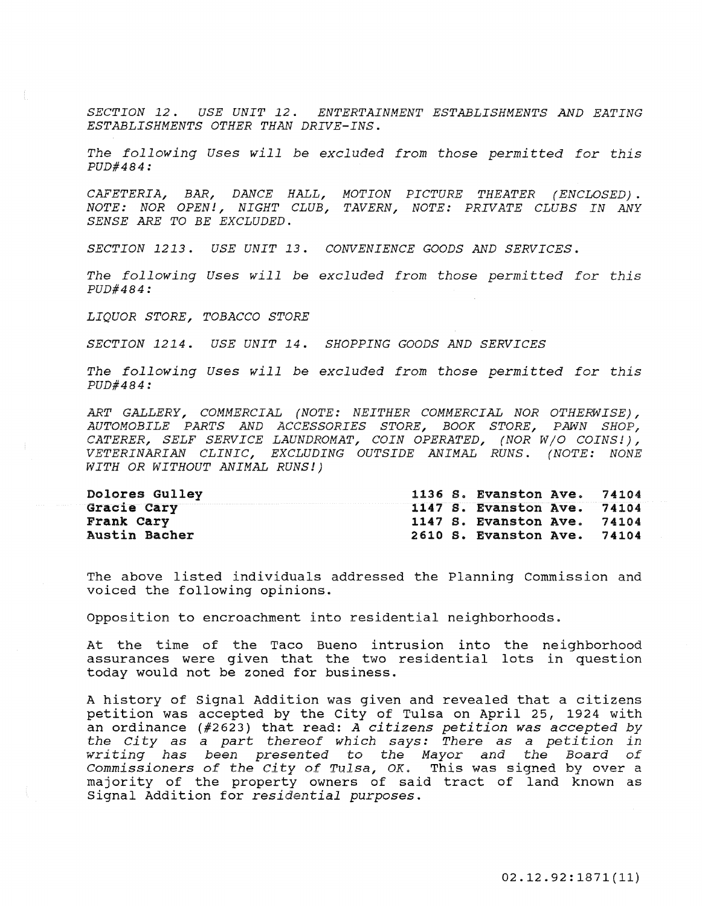*SECTION 12. USE UNIT 12. ENTERTAINMENT ESTABLISHMENTS AND EATING ESTABLISHMENTS OTHER THAN DRIVE-INS.*

*The following Uses will be excluded from those permitted for this PUD#484:*

*CAFETERIA, BAR, DANCE HALL, MOTION PICTURE THEATER (ENCLOSED). NOTE: NOR OPEN!, NIGHT CLUB, TAVERN, NOTE: PRIVATE CLUBS IN ANY SENSE ARE TO BE EXCLUDED.*

*SECTION 1213. USE UNIT 13. CONVENIENCE GOODS AND SERVICES.*

*The following Uses will be excluded from those permitted for this PUD#484:*

*LIQUOR STORE, TOBACCO STORE*

*SECTION 1214. USE UNIT 14. SHOPPING GOODS AND SERVICES*

*The following Uses will be excluded from those permitted for this PUD#484:*

*ART GALLERY, COMMERCIAL (NOTE: NEITHER COMMERCIAL NOR OTHERWISE), AUTOMOBILE PARTS AND ACCESSORIES STORE, BOOK STORE, PAWN SHOP, CATERER, SELF SERVICE LAUNDROMAT, COIN OPERATED, (NOR W/O COINS!), VETERINARIAN CLINIC, EXCLUDING OUTSIDE ANIMAL RUNS. (NOTE: NONE WITH OR WITHOUT ANIMAL RUNS!)*

| | |
|---|---|
| **Dolores Gulley** | **1136 S. Evanston Ave. 74104** |
| **Gracie Cary** | **1147 S. Evanston Ave. 74104** |
| **Frank Cary** | **1147 S. Evanston Ave. 74104** |
| **Austin Bacher** | **2610 S. Evanston Ave. 74104** |

The above listed individuals addressed the Planning Commission and voiced the following opinions.

Opposition to encroachment into residential neighborhoods.

At the time of the Taco Bueno intrusion into the neighborhood assurances were given that the two residential lots in question today would not be zoned for business.

A history of Signal Addition was given and revealed that a citizens petition was accepted by the City of Tulsa on April 25, 1924 with an ordinance (#2623) that read: *A citizens petition was accepted by the City as a part thereof which says: There as a petition in writing has been presented to the Mayor and the Board of Commissioners of the City of Tulsa, OK.* This was signed by over a majority of the property owners of said tract of land known as Signal Addition for *residential purposes*.

02.12.92:1871(11)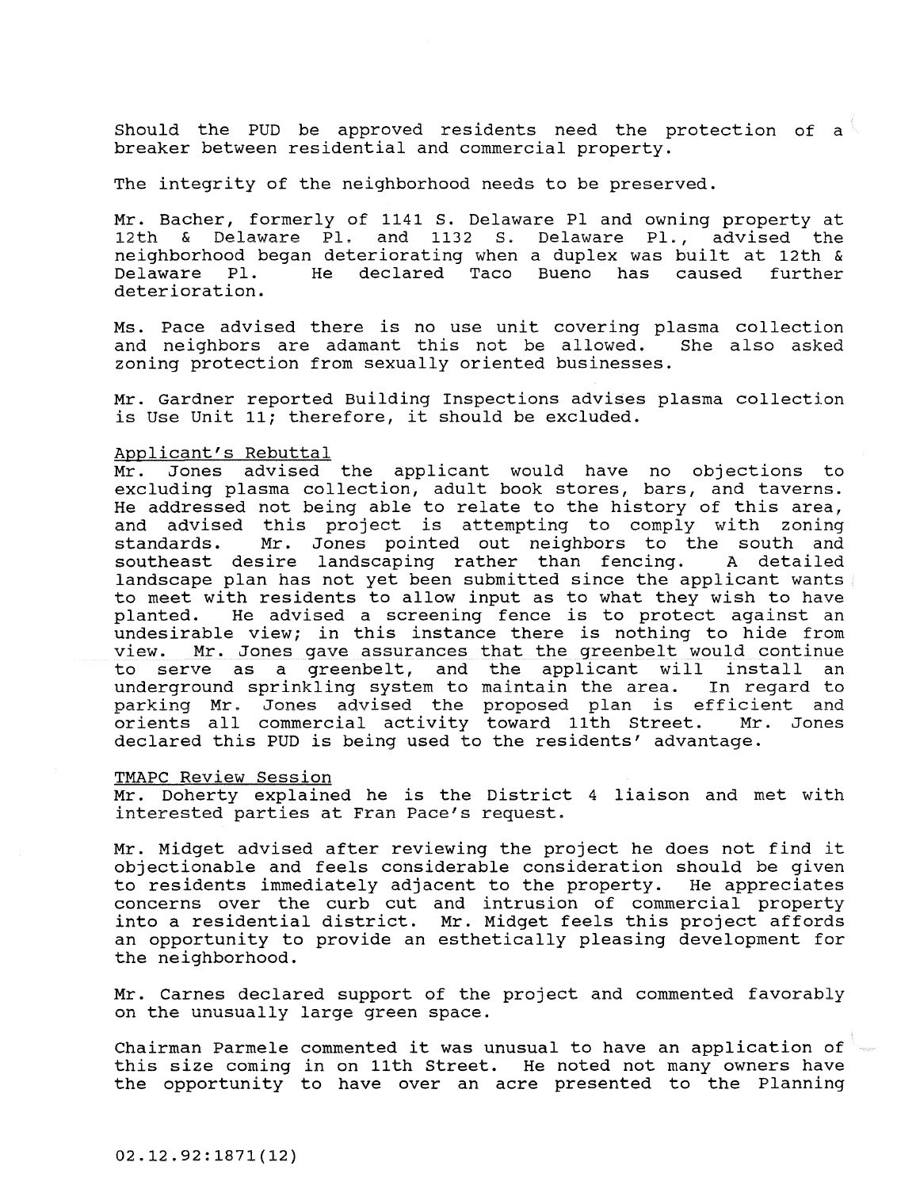Should the PUD be approved residents need the protection of a breaker between residential and commercial property.

The integrity of the neighborhood needs to be preserved.

Mr. Bacher, formerly of 1141 S. Delaware Pl and owning property at 12th & Delaware Pl. and 1132 S. Delaware Pl., advised the neighborhood began deteriorating when a duplex was built at 12th & Delaware Pl. He declared Taco Bueno has caused further deterioration.

Ms. Pace advised there is no use unit covering plasma collection and neighbors are adamant this not be allowed. She also asked zoning protection from sexually oriented businesses.

Mr. Gardner reported Building Inspections advises plasma collection is Use Unit 11; therefore, it should be excluded.

Applicant's Rebuttal

Mr. Jones advised the applicant would have no objections to excluding plasma collection, adult book stores, bars, and taverns. He addressed not being able to relate to the history of this area, and advised this project is attempting to comply with zoning standards. Mr. Jones pointed out neighbors to the south and southeast desire landscaping rather than fencing. A detailed landscape plan has not yet been submitted since the applicant wants to meet with residents to allow input as to what they wish to have planted. He advised a screening fence is to protect against an undesirable view; in this instance there is nothing to hide from view. Mr. Jones gave assurances that the greenbelt would continue to serve as a greenbelt, and the applicant will install an underground sprinkling system to maintain the area. In regard to parking Mr. Jones advised the proposed plan is efficient and orients all commercial activity toward 11th Street. Mr. Jones declared this PUD is being used to the residents' advantage.

TMAPC Review Session

Mr. Doherty explained he is the District 4 liaison and met with interested parties at Fran Pace's request.

Mr. Midget advised after reviewing the project he does not find it objectionable and feels considerable consideration should be given to residents immediately adjacent to the property. He appreciates concerns over the curb cut and intrusion of commercial property into a residential district. Mr. Midget feels this project affords an opportunity to provide an esthetically pleasing development for the neighborhood.

Mr. Carnes declared support of the project and commented favorably on the unusually large green space.

Chairman Parmele commented it was unusual to have an application of this size coming in on 11th Street. He noted not many owners have the opportunity to have over an acre presented to the Planning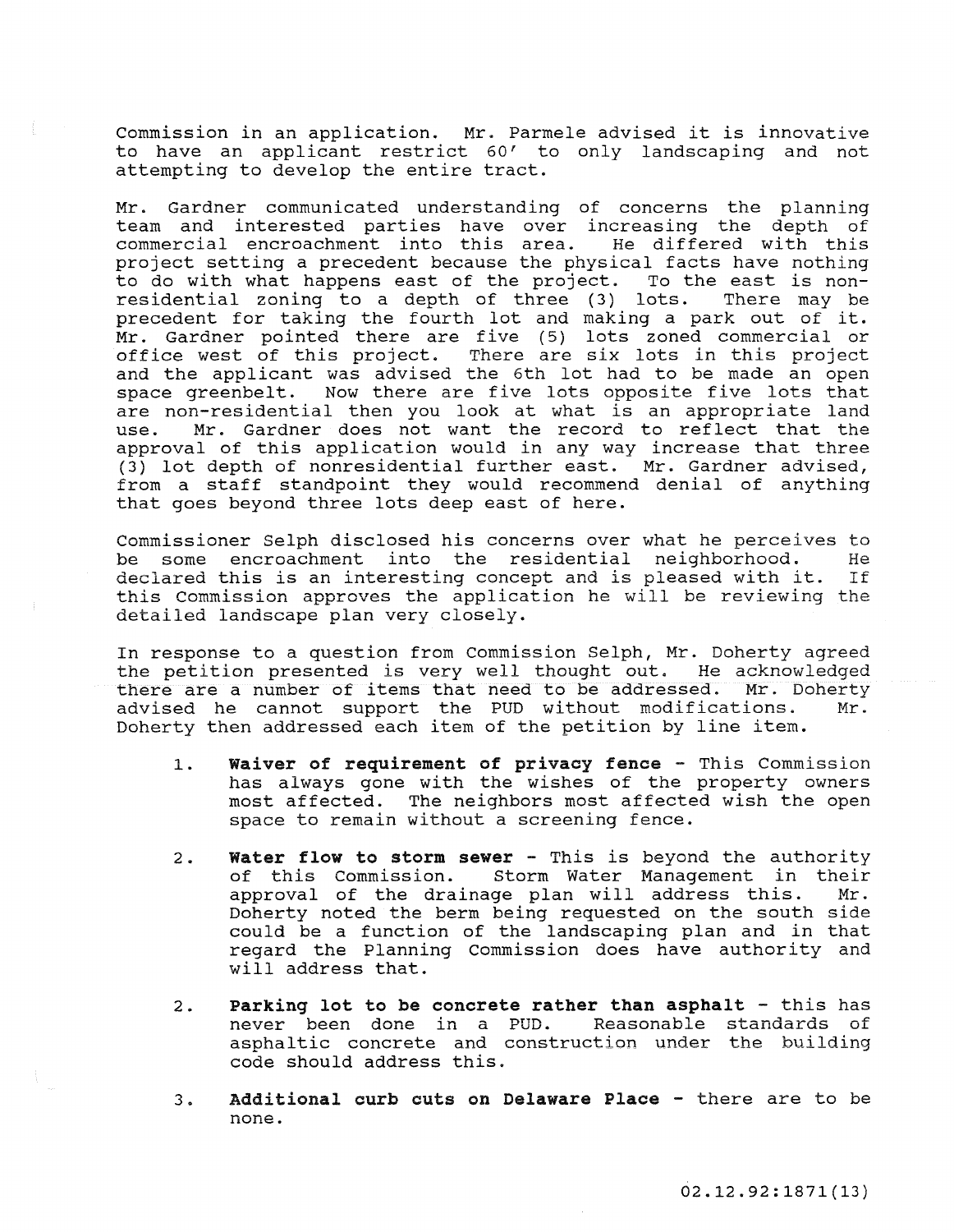Commission in an application. Mr. Parmele advised it is innovative to have an applicant restrict 60' to only landscaping and not attempting to develop the entire tract.

Mr. Gardner communicated understanding of concerns the planning team and interested parties have over increasing the depth of commercial encroachment into this area. He differed with this project setting a precedent because the physical facts have nothing to do with what happens east of the project. To the east is non-residential zoning to a depth of three (3) lots. There may be precedent for taking the fourth lot and making a park out of it. Mr. Gardner pointed there are five (5) lots zoned commercial or office west of this project. There are six lots in this project and the applicant was advised the 6th lot had to be made an open space greenbelt. Now there are five lots opposite five lots that are non-residential then you look at what is an appropriate land use. Mr. Gardner does not want the record to reflect that the approval of this application would in any way increase that three (3) lot depth of nonresidential further east. Mr. Gardner advised, from a staff standpoint they would recommend denial of anything that goes beyond three lots deep east of here.

Commissioner Selph disclosed his concerns over what he perceives to be some encroachment into the residential neighborhood. He declared this is an interesting concept and is pleased with it. If this Commission approves the application he will be reviewing the detailed landscape plan very closely.

In response to a question from Commission Selph, Mr. Doherty agreed the petition presented is very well thought out. He acknowledged there are a number of items that need to be addressed. Mr. Doherty advised he cannot support the PUD without modifications. Mr. Doherty then addressed each item of the petition by line item.

1. **Waiver of requirement of privacy fence** - This Commission has always gone with the wishes of the property owners most affected. The neighbors most affected wish the open space to remain without a screening fence.

2. **Water flow to storm sewer** - This is beyond the authority of this Commission. Storm Water Management in their approval of the drainage plan will address this. Mr. Doherty noted the berm being requested on the south side could be a function of the landscaping plan and in that regard the Planning Commission does have authority and will address that.

2. **Parking lot to be concrete rather than asphalt** - this has never been done in a PUD. Reasonable standards of asphaltic concrete and construction under the building code should address this.

3. **Additional curb cuts on Delaware Place** - there are to be none.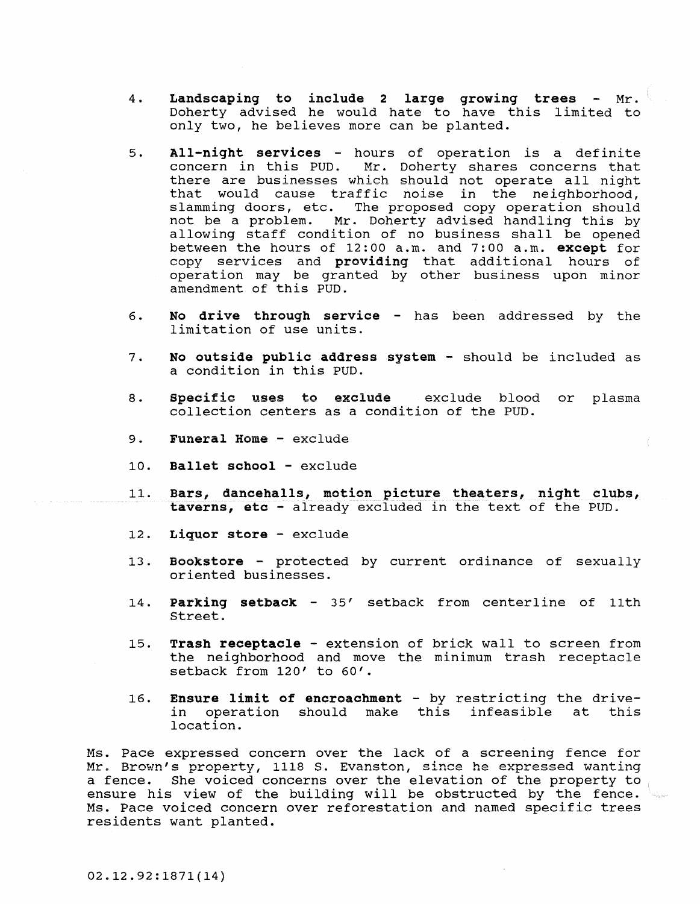4. **Landscaping to include 2 large growing trees** - Mr. Doherty advised he would hate to have this limited to only two, he believes more can be planted.

5. **All-night services** - hours of operation is a definite concern in this PUD. Mr. Doherty shares concerns that there are businesses which should not operate all night that would cause traffic noise in the neighborhood, slamming doors, etc. The proposed copy operation should not be a problem. Mr. Doherty advised handling this by allowing staff condition of no business shall be opened between the hours of 12:00 a.m. and 7:00 a.m. **except** for copy services and **providing** that additional hours of operation may be granted by other business upon minor amendment of this PUD.

6. **No drive through service** - has been addressed by the limitation of use units.

7. **No outside public address system** - should be included as a condition in this PUD.

8. **Specific uses to exclude** exclude blood or plasma collection centers as a condition of the PUD.

9. **Funeral Home** - exclude

10. **Ballet school** - exclude

11. **Bars, dancehalls, motion picture theaters, night clubs, taverns, etc** - already excluded in the text of the PUD.

12. **Liquor store** - exclude

13. **Bookstore** - protected by current ordinance of sexually oriented businesses.

14. **Parking setback** - 35' setback from centerline of 11th Street.

15. **Trash receptacle** - extension of brick wall to screen from the neighborhood and move the minimum trash receptacle setback from 120' to 60'.

16. **Ensure limit of encroachment** - by restricting the drive-in operation should make this infeasible at this location.

Ms. Pace expressed concern over the lack of a screening fence for Mr. Brown's property, 1118 S. Evanston, since he expressed wanting a fence. She voiced concerns over the elevation of the property to ensure his view of the building will be obstructed by the fence. Ms. Pace voiced concern over reforestation and named specific trees residents want planted.

02.12.92:1871(14)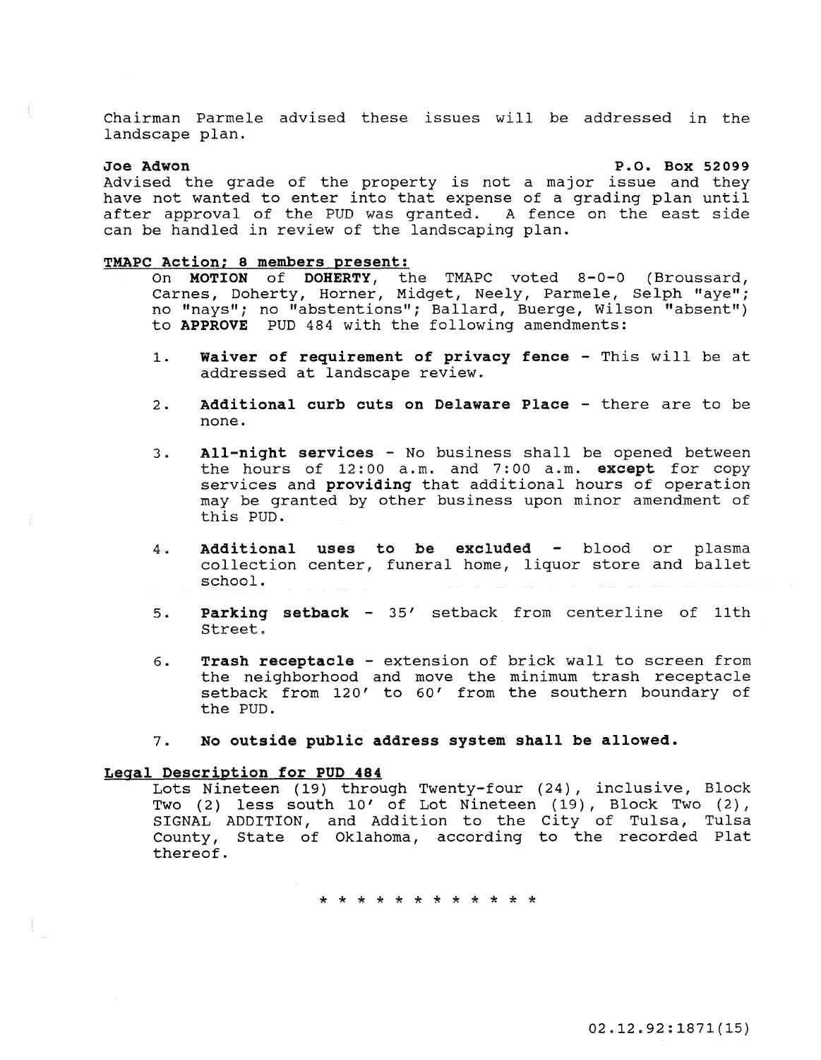Chairman Parmele advised these issues will be addressed in the landscape plan.

**Joe Adwon** **P.O. Box 52099**

Advised the grade of the property is not a major issue and they have not wanted to enter into that expense of a grading plan until after approval of the PUD was granted. A fence on the east side can be handled in review of the landscaping plan.

**TMAPC Action; 8 members present:**

On **MOTION** of **DOHERTY**, the TMAPC voted 8-0-0 (Broussard, Carnes, Doherty, Horner, Midget, Neely, Parmele, Selph "aye"; no "nays"; no "abstentions"; Ballard, Buerge, Wilson "absent") to **APPROVE** PUD 484 with the following amendments:

1. **Waiver of requirement of privacy fence** - This will be at addressed at landscape review.

2. **Additional curb cuts on Delaware Place** - there are to be none.

3. **All-night services** - No business shall be opened between the hours of 12:00 a.m. and 7:00 a.m. **except** for copy services and **providing** that additional hours of operation may be granted by other business upon minor amendment of this PUD.

4. **Additional uses to be excluded** - blood or plasma collection center, funeral home, liquor store and ballet school.

5. **Parking setback** - 35' setback from centerline of 11th Street.

6. **Trash receptacle** - extension of brick wall to screen from the neighborhood and move the minimum trash receptacle setback from 120' to 60' from the southern boundary of the PUD.

7. **No outside public address system shall be allowed.**

**Legal Description for PUD 484**

Lots Nineteen (19) through Twenty-four (24), inclusive, Block Two (2) less south 10' of Lot Nineteen (19), Block Two (2), SIGNAL ADDITION, and Addition to the City of Tulsa, Tulsa County, State of Oklahoma, according to the recorded Plat thereof.

* * * * * * * * * * * *

02.12.92:1871(15)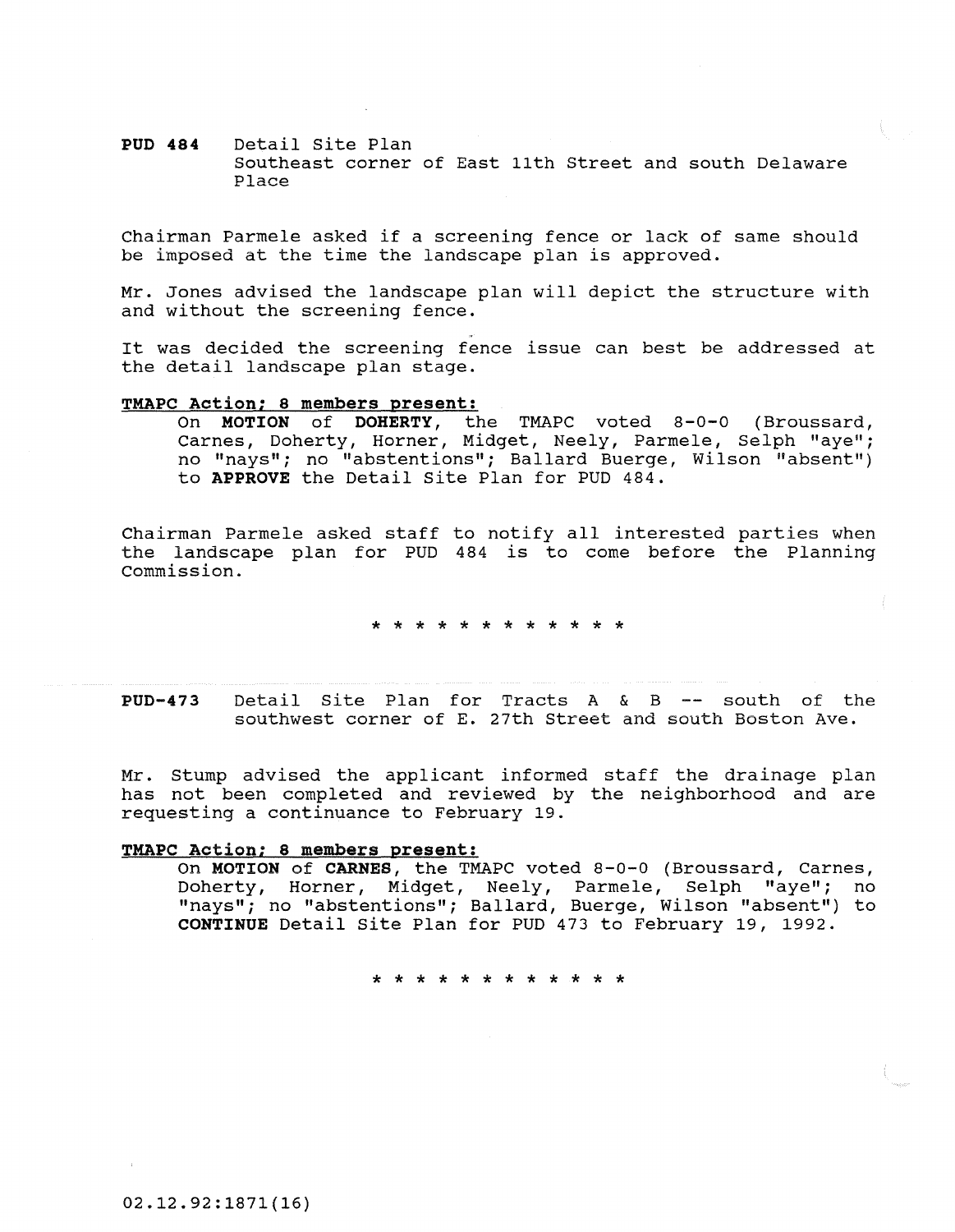**PUD 484** Detail Site Plan
Southeast corner of East 11th Street and south Delaware Place

Chairman Parmele asked if a screening fence or lack of same should be imposed at the time the landscape plan is approved.

Mr. Jones advised the landscape plan will depict the structure with and without the screening fence.

It was decided the screening fence issue can best be addressed at the detail landscape plan stage.

**TMAPC Action; 8 members present:**

On **MOTION** of **DOHERTY**, the TMAPC voted 8-0-0 (Broussard, Carnes, Doherty, Horner, Midget, Neely, Parmele, Selph "aye"; no "nays"; no "abstentions"; Ballard Buerge, Wilson "absent") to **APPROVE** the Detail Site Plan for PUD 484.

Chairman Parmele asked staff to notify all interested parties when the landscape plan for PUD 484 is to come before the Planning Commission.

* * * * * * * * * * * *

**PUD-473** Detail Site Plan for Tracts A & B -- south of the southwest corner of E. 27th Street and south Boston Ave.

Mr. Stump advised the applicant informed staff the drainage plan has not been completed and reviewed by the neighborhood and are requesting a continuance to February 19.

**TMAPC Action; 8 members present:**

On **MOTION** of **CARNES**, the TMAPC voted 8-0-0 (Broussard, Carnes, Doherty, Horner, Midget, Neely, Parmele, Selph "aye"; no "nays"; no "abstentions"; Ballard, Buerge, Wilson "absent") to **CONTINUE** Detail Site Plan for PUD 473 to February 19, 1992.

* * * * * * * * * * * *

02.12.92:1871(16)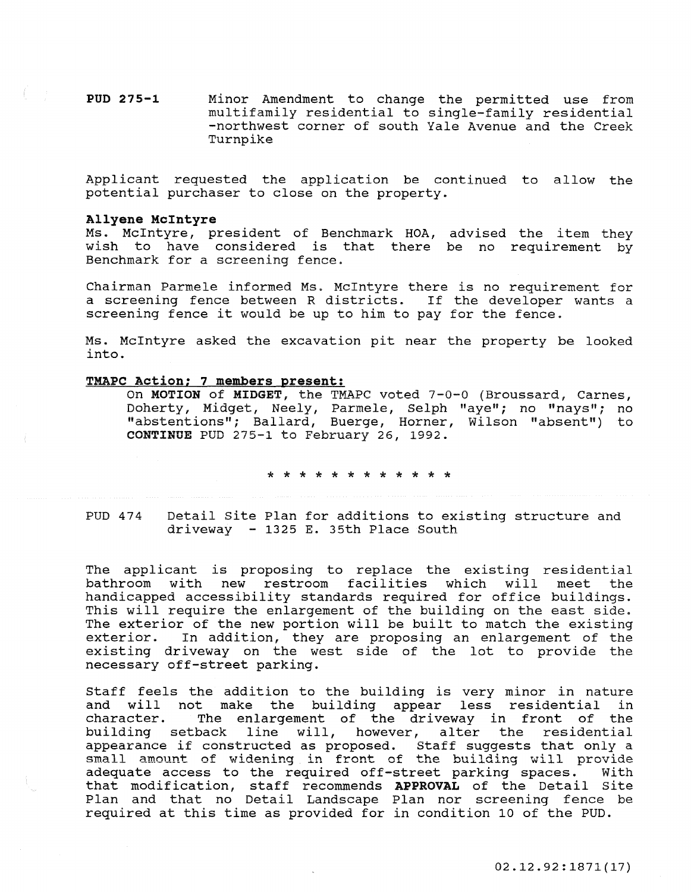**PUD 275-1** Minor Amendment to change the permitted use from multifamily residential to single-family residential -northwest corner of south Yale Avenue and the Creek Turnpike

Applicant requested the application be continued to allow the potential purchaser to close on the property.

**Allyene McIntyre**

Ms. McIntyre, president of Benchmark HOA, advised the item they wish to have considered is that there be no requirement by Benchmark for a screening fence.

Chairman Parmele informed Ms. McIntyre there is no requirement for a screening fence between R districts. If the developer wants a screening fence it would be up to him to pay for the fence.

Ms. McIntyre asked the excavation pit near the property be looked into.

**TMAPC Action; 7 members present:**

On **MOTION** of **MIDGET**, the TMAPC voted 7-0-0 (Broussard, Carnes, Doherty, Midget, Neely, Parmele, Selph "aye"; no "nays"; no "abstentions"; Ballard, Buerge, Horner, Wilson "absent") to **CONTINUE** PUD 275-1 to February 26, 1992.

* * * * * * * * * * * *

PUD 474 Detail Site Plan for additions to existing structure and driveway - 1325 E. 35th Place South

The applicant is proposing to replace the existing residential bathroom with new restroom facilities which will meet the handicapped accessibility standards required for office buildings. This will require the enlargement of the building on the east side. The exterior of the new portion will be built to match the existing exterior. In addition, they are proposing an enlargement of the existing driveway on the west side of the lot to provide the necessary off-street parking.

Staff feels the addition to the building is very minor in nature and will not make the building appear less residential in character. The enlargement of the driveway in front of the building setback line will, however, alter the residential appearance if constructed as proposed. Staff suggests that only a small amount of widening in front of the building will provide adequate access to the required off-street parking spaces. With that modification, staff recommends **APPROVAL** of the Detail Site Plan and that no Detail Landscape Plan nor screening fence be required at this time as provided for in condition 10 of the PUD.

02.12.92:1871(17)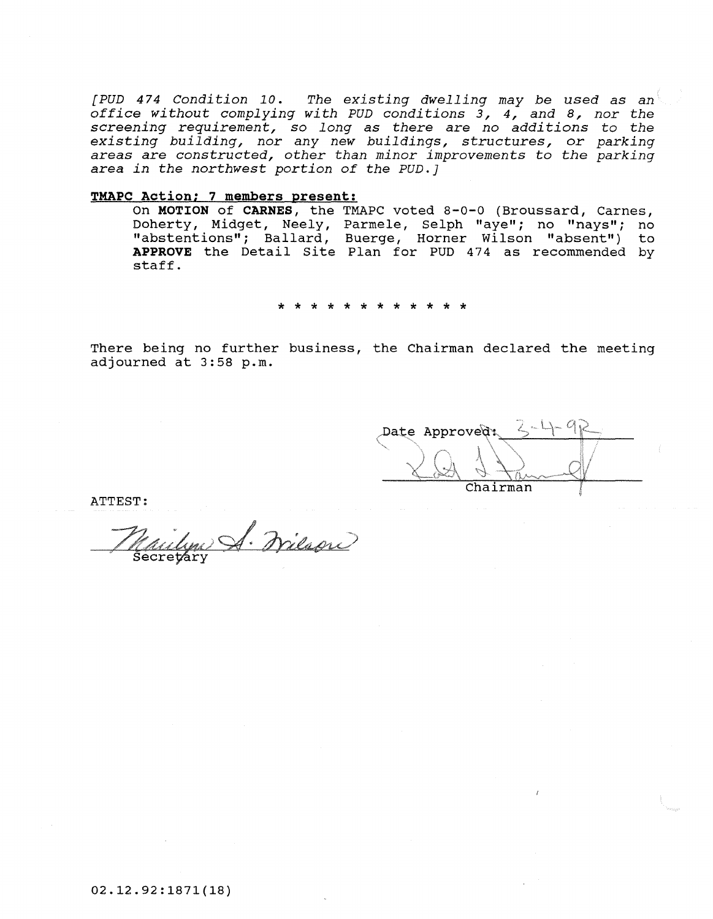*[PUD 474 Condition 10. The existing dwelling may be used as an office without complying with PUD conditions 3, 4, and 8, nor the screening requirement, so long as there are no additions to the existing building, nor any new buildings, structures, or parking areas are constructed, other than minor improvements to the parking area in the northwest portion of the PUD.]*

**TMAPC Action; 7 members present:**

On **MOTION** of **CARNES**, the TMAPC voted 8-0-0 (Broussard, Carnes, Doherty, Midget, Neely, Parmele, Selph "aye"; no "nays"; no "abstentions"; Ballard, Buerge, Horner Wilson "absent") to **APPROVE** the Detail Site Plan for PUD 474 as recommended by staff.

\* \* \* \* \* \* \* \* \* \* \* \*

There being no further business, the Chairman declared the meeting adjourned at 3:58 p.m.

Date Approved: 3-4-92

Chairman

ATTEST:

Marilyn A. Wilson

Secretary

02.12.92:1871(18)